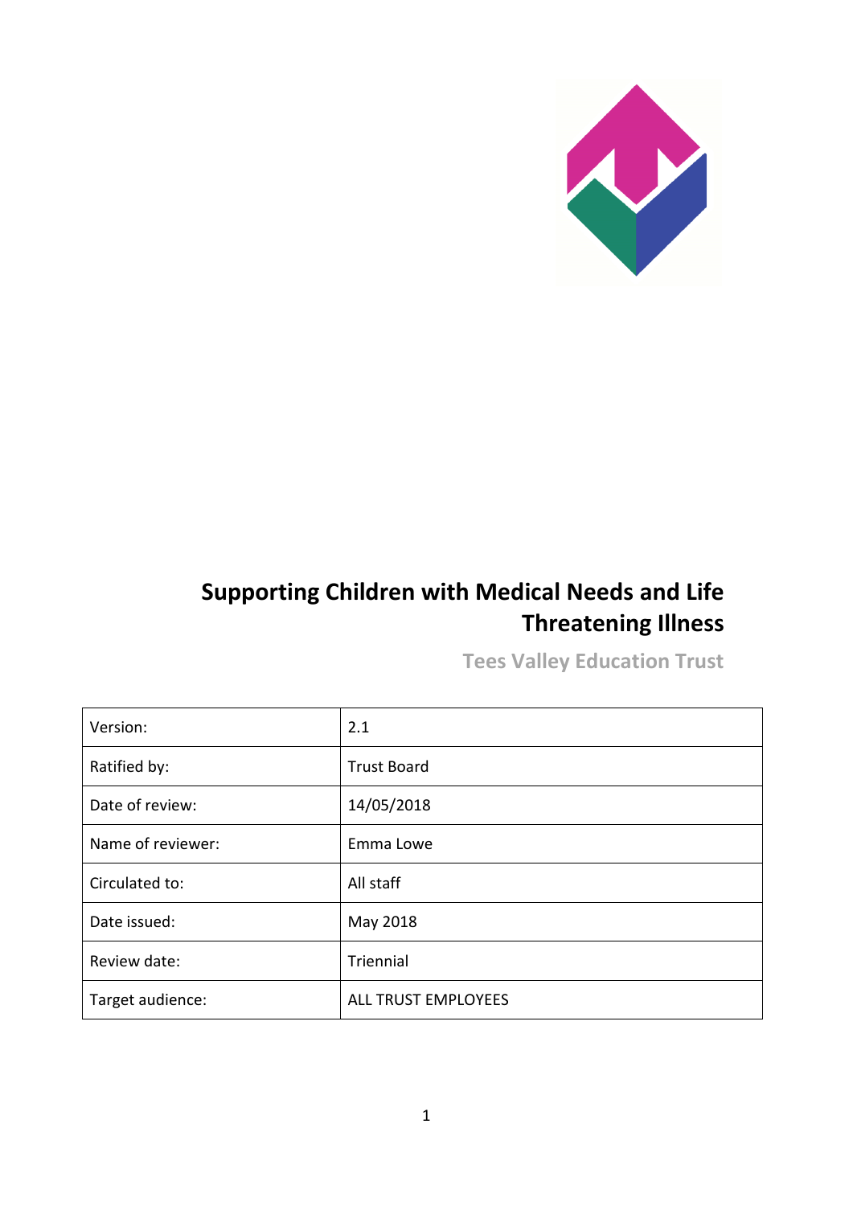# Supporting Children with Medical Needs and Life Threatening Illness

**Tees Valley Education Trust**

| Version: | 2.1 |
|---|---|
| Ratified by: | Trust Board |
| Date of review: | 14/05/2018 |
| Name of reviewer: | Emma Lowe |
| Circulated to: | All staff |
| Date issued: | May 2018 |
| Review date: | Triennial |
| Target audience: | ALL TRUST EMPLOYEES |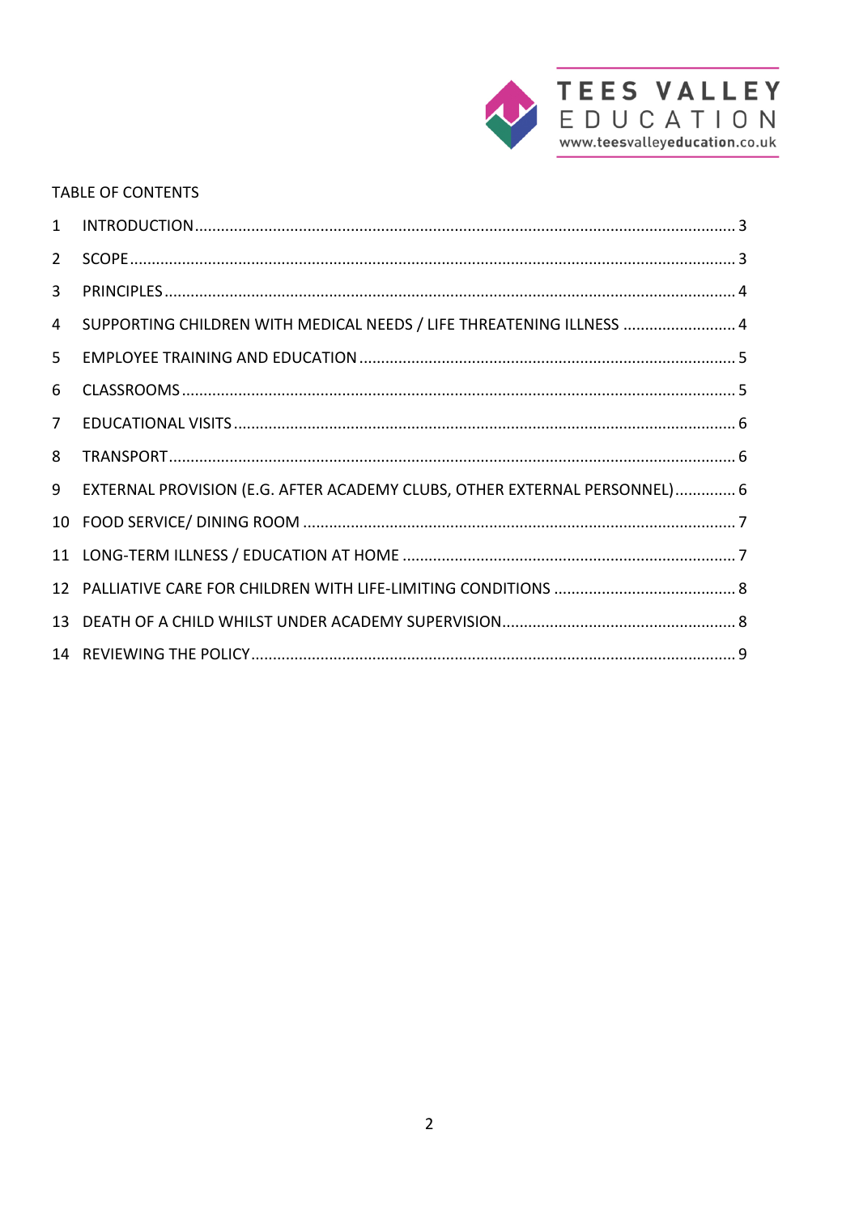TABLE OF CONTENTS

| | | |
|---|---|---|
| 1 | INTRODUCTION | 3 |
| 2 | SCOPE | 3 |
| 3 | PRINCIPLES | 4 |
| 4 | SUPPORTING CHILDREN WITH MEDICAL NEEDS / LIFE THREATENING ILLNESS | 4 |
| 5 | EMPLOYEE TRAINING AND EDUCATION | 5 |
| 6 | CLASSROOMS | 5 |
| 7 | EDUCATIONAL VISITS | 6 |
| 8 | TRANSPORT | 6 |
| 9 | EXTERNAL PROVISION (E.G. AFTER ACADEMY CLUBS, OTHER EXTERNAL PERSONNEL) | 6 |
| 10 | FOOD SERVICE/ DINING ROOM | 7 |
| 11 | LONG-TERM ILLNESS / EDUCATION AT HOME | 7 |
| 12 | PALLIATIVE CARE FOR CHILDREN WITH LIFE-LIMITING CONDITIONS | 8 |
| 13 | DEATH OF A CHILD WHILST UNDER ACADEMY SUPERVISION | 8 |
| 14 | REVIEWING THE POLICY | 9 |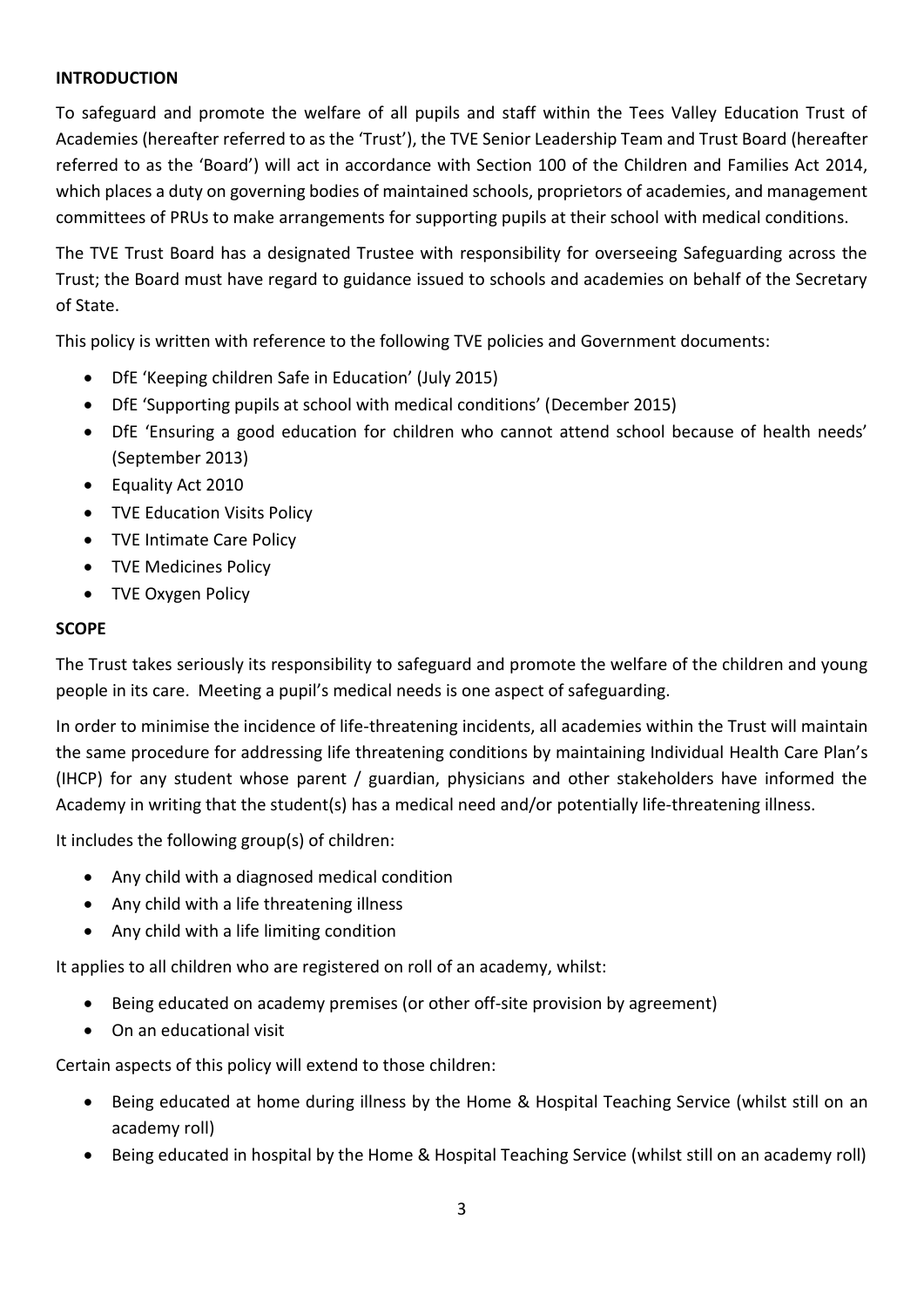**INTRODUCTION**

To safeguard and promote the welfare of all pupils and staff within the Tees Valley Education Trust of Academies (hereafter referred to as the 'Trust'), the TVE Senior Leadership Team and Trust Board (hereafter referred to as the 'Board') will act in accordance with Section 100 of the Children and Families Act 2014, which places a duty on governing bodies of maintained schools, proprietors of academies, and management committees of PRUs to make arrangements for supporting pupils at their school with medical conditions.

The TVE Trust Board has a designated Trustee with responsibility for overseeing Safeguarding across the Trust; the Board must have regard to guidance issued to schools and academies on behalf of the Secretary of State.

This policy is written with reference to the following TVE policies and Government documents:

- DfE 'Keeping children Safe in Education' (July 2015)
- DfE 'Supporting pupils at school with medical conditions' (December 2015)
- DfE 'Ensuring a good education for children who cannot attend school because of health needs' (September 2013)
- Equality Act 2010
- TVE Education Visits Policy
- TVE Intimate Care Policy
- TVE Medicines Policy
- TVE Oxygen Policy

**SCOPE**

The Trust takes seriously its responsibility to safeguard and promote the welfare of the children and young people in its care. Meeting a pupil's medical needs is one aspect of safeguarding.

In order to minimise the incidence of life-threatening incidents, all academies within the Trust will maintain the same procedure for addressing life threatening conditions by maintaining Individual Health Care Plan's (IHCP) for any student whose parent / guardian, physicians and other stakeholders have informed the Academy in writing that the student(s) has a medical need and/or potentially life-threatening illness.

It includes the following group(s) of children:

- Any child with a diagnosed medical condition
- Any child with a life threatening illness
- Any child with a life limiting condition

It applies to all children who are registered on roll of an academy, whilst:

- Being educated on academy premises (or other off-site provision by agreement)
- On an educational visit

Certain aspects of this policy will extend to those children:

- Being educated at home during illness by the Home & Hospital Teaching Service (whilst still on an academy roll)
- Being educated in hospital by the Home & Hospital Teaching Service (whilst still on an academy roll)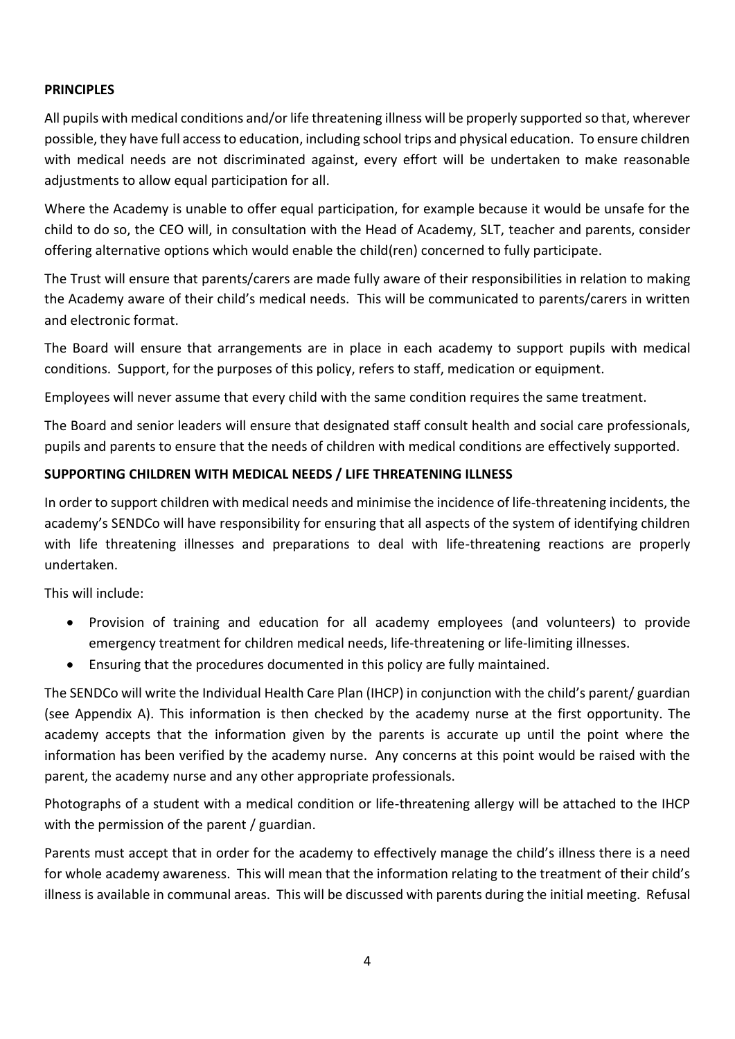**PRINCIPLES**

All pupils with medical conditions and/or life threatening illness will be properly supported so that, wherever possible, they have full access to education, including school trips and physical education. To ensure children with medical needs are not discriminated against, every effort will be undertaken to make reasonable adjustments to allow equal participation for all.

Where the Academy is unable to offer equal participation, for example because it would be unsafe for the child to do so, the CEO will, in consultation with the Head of Academy, SLT, teacher and parents, consider offering alternative options which would enable the child(ren) concerned to fully participate.

The Trust will ensure that parents/carers are made fully aware of their responsibilities in relation to making the Academy aware of their child's medical needs. This will be communicated to parents/carers in written and electronic format.

The Board will ensure that arrangements are in place in each academy to support pupils with medical conditions. Support, for the purposes of this policy, refers to staff, medication or equipment.

Employees will never assume that every child with the same condition requires the same treatment.

The Board and senior leaders will ensure that designated staff consult health and social care professionals, pupils and parents to ensure that the needs of children with medical conditions are effectively supported.

**SUPPORTING CHILDREN WITH MEDICAL NEEDS / LIFE THREATENING ILLNESS**

In order to support children with medical needs and minimise the incidence of life-threatening incidents, the academy's SENDCo will have responsibility for ensuring that all aspects of the system of identifying children with life threatening illnesses and preparations to deal with life-threatening reactions are properly undertaken.

This will include:

- Provision of training and education for all academy employees (and volunteers) to provide emergency treatment for children medical needs, life-threatening or life-limiting illnesses.
- Ensuring that the procedures documented in this policy are fully maintained.

The SENDCo will write the Individual Health Care Plan (IHCP) in conjunction with the child's parent/ guardian (see Appendix A). This information is then checked by the academy nurse at the first opportunity. The academy accepts that the information given by the parents is accurate up until the point where the information has been verified by the academy nurse. Any concerns at this point would be raised with the parent, the academy nurse and any other appropriate professionals.

Photographs of a student with a medical condition or life-threatening allergy will be attached to the IHCP with the permission of the parent / guardian.

Parents must accept that in order for the academy to effectively manage the child's illness there is a need for whole academy awareness. This will mean that the information relating to the treatment of their child's illness is available in communal areas. This will be discussed with parents during the initial meeting. Refusal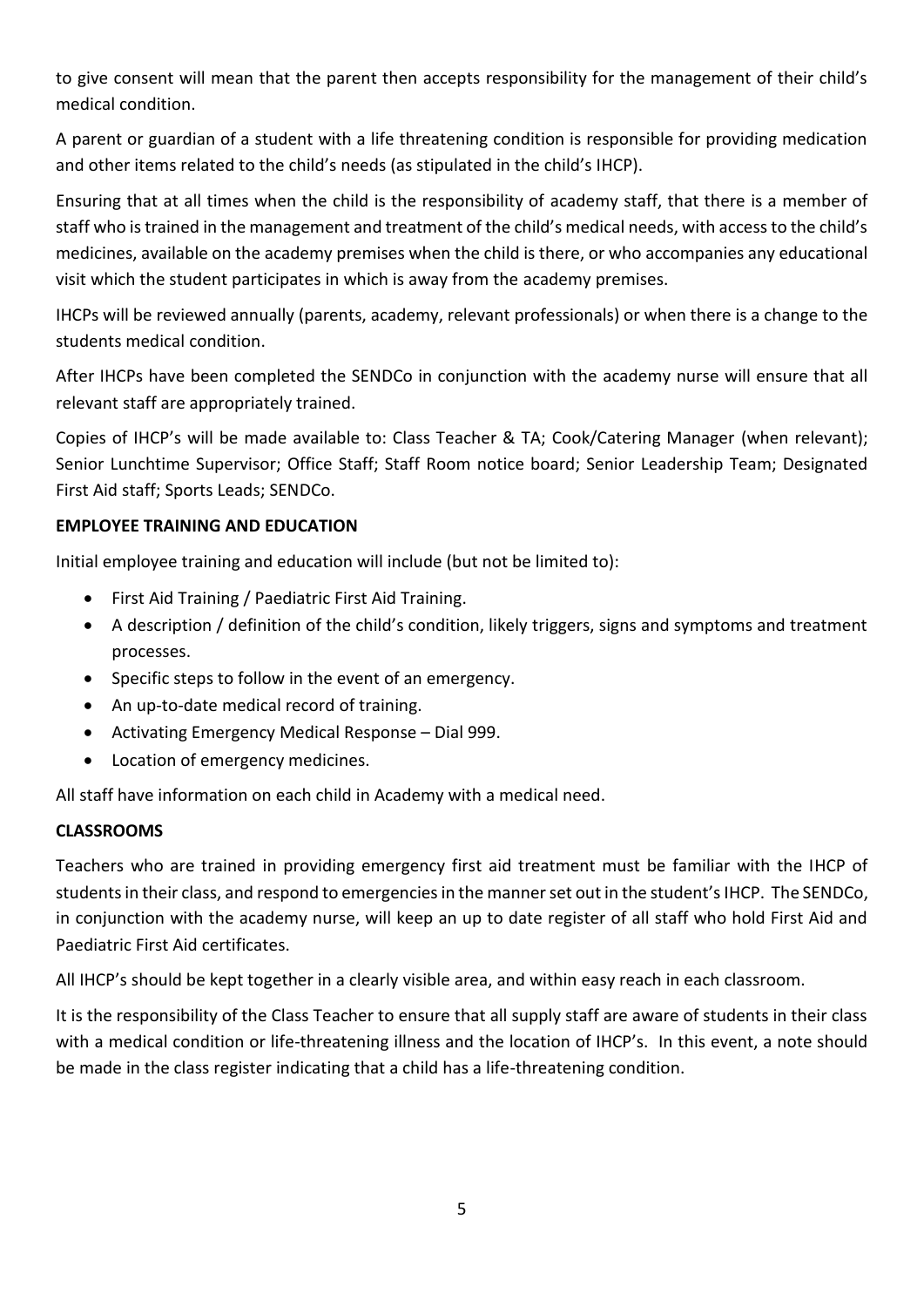to give consent will mean that the parent then accepts responsibility for the management of their child's medical condition.

A parent or guardian of a student with a life threatening condition is responsible for providing medication and other items related to the child's needs (as stipulated in the child's IHCP).

Ensuring that at all times when the child is the responsibility of academy staff, that there is a member of staff who is trained in the management and treatment of the child's medical needs, with access to the child's medicines, available on the academy premises when the child is there, or who accompanies any educational visit which the student participates in which is away from the academy premises.

IHCPs will be reviewed annually (parents, academy, relevant professionals) or when there is a change to the students medical condition.

After IHCPs have been completed the SENDCo in conjunction with the academy nurse will ensure that all relevant staff are appropriately trained.

Copies of IHCP's will be made available to: Class Teacher & TA; Cook/Catering Manager (when relevant); Senior Lunchtime Supervisor; Office Staff; Staff Room notice board; Senior Leadership Team; Designated First Aid staff; Sports Leads; SENDCo.

**EMPLOYEE TRAINING AND EDUCATION**

Initial employee training and education will include (but not be limited to):

- First Aid Training / Paediatric First Aid Training.
- A description / definition of the child's condition, likely triggers, signs and symptoms and treatment processes.
- Specific steps to follow in the event of an emergency.
- An up-to-date medical record of training.
- Activating Emergency Medical Response – Dial 999.
- Location of emergency medicines.

All staff have information on each child in Academy with a medical need.

**CLASSROOMS**

Teachers who are trained in providing emergency first aid treatment must be familiar with the IHCP of students in their class, and respond to emergencies in the manner set out in the student's IHCP. The SENDCo, in conjunction with the academy nurse, will keep an up to date register of all staff who hold First Aid and Paediatric First Aid certificates.

All IHCP's should be kept together in a clearly visible area, and within easy reach in each classroom.

It is the responsibility of the Class Teacher to ensure that all supply staff are aware of students in their class with a medical condition or life-threatening illness and the location of IHCP's. In this event, a note should be made in the class register indicating that a child has a life-threatening condition.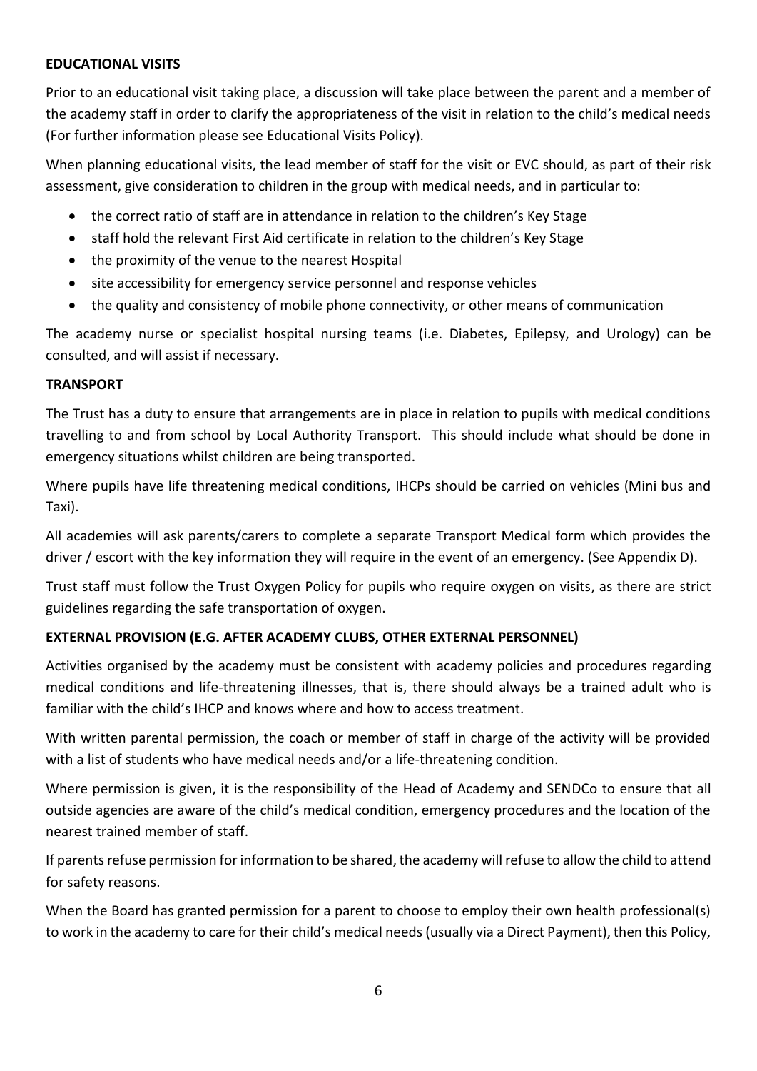**EDUCATIONAL VISITS**

Prior to an educational visit taking place, a discussion will take place between the parent and a member of the academy staff in order to clarify the appropriateness of the visit in relation to the child's medical needs (For further information please see Educational Visits Policy).

When planning educational visits, the lead member of staff for the visit or EVC should, as part of their risk assessment, give consideration to children in the group with medical needs, and in particular to:

- the correct ratio of staff are in attendance in relation to the children's Key Stage
- staff hold the relevant First Aid certificate in relation to the children's Key Stage
- the proximity of the venue to the nearest Hospital
- site accessibility for emergency service personnel and response vehicles
- the quality and consistency of mobile phone connectivity, or other means of communication

The academy nurse or specialist hospital nursing teams (i.e. Diabetes, Epilepsy, and Urology) can be consulted, and will assist if necessary.

**TRANSPORT**

The Trust has a duty to ensure that arrangements are in place in relation to pupils with medical conditions travelling to and from school by Local Authority Transport. This should include what should be done in emergency situations whilst children are being transported.

Where pupils have life threatening medical conditions, IHCPs should be carried on vehicles (Mini bus and Taxi).

All academies will ask parents/carers to complete a separate Transport Medical form which provides the driver / escort with the key information they will require in the event of an emergency. (See Appendix D).

Trust staff must follow the Trust Oxygen Policy for pupils who require oxygen on visits, as there are strict guidelines regarding the safe transportation of oxygen.

**EXTERNAL PROVISION (E.G. AFTER ACADEMY CLUBS, OTHER EXTERNAL PERSONNEL)**

Activities organised by the academy must be consistent with academy policies and procedures regarding medical conditions and life-threatening illnesses, that is, there should always be a trained adult who is familiar with the child's IHCP and knows where and how to access treatment.

With written parental permission, the coach or member of staff in charge of the activity will be provided with a list of students who have medical needs and/or a life-threatening condition.

Where permission is given, it is the responsibility of the Head of Academy and SENDCo to ensure that all outside agencies are aware of the child's medical condition, emergency procedures and the location of the nearest trained member of staff.

If parents refuse permission for information to be shared, the academy will refuse to allow the child to attend for safety reasons.

When the Board has granted permission for a parent to choose to employ their own health professional(s) to work in the academy to care for their child's medical needs (usually via a Direct Payment), then this Policy,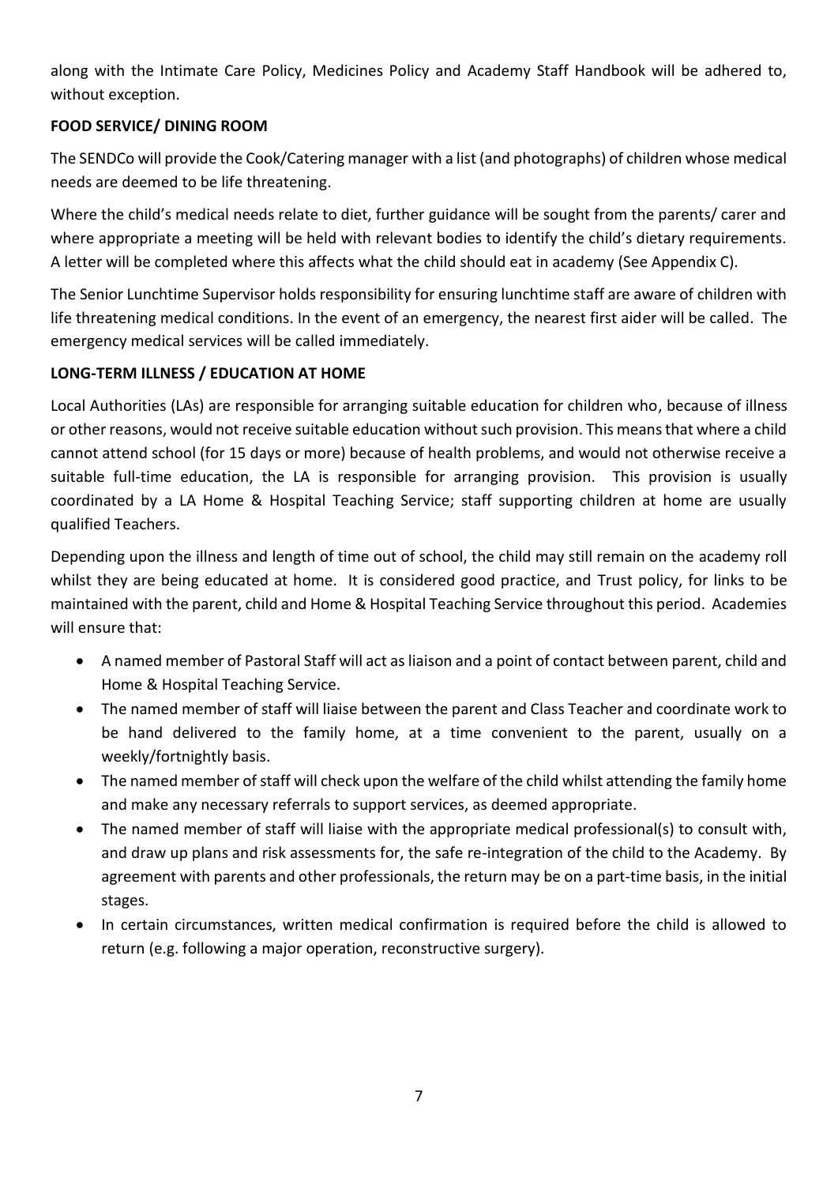along with the Intimate Care Policy, Medicines Policy and Academy Staff Handbook will be adhered to, without exception.

## FOOD SERVICE/ DINING ROOM

The SENDCo will provide the Cook/Catering manager with a list (and photographs) of children whose medical needs are deemed to be life threatening.

Where the child's medical needs relate to diet, further guidance will be sought from the parents/ carer and where appropriate a meeting will be held with relevant bodies to identify the child's dietary requirements. A letter will be completed where this affects what the child should eat in academy (See Appendix C).

The Senior Lunchtime Supervisor holds responsibility for ensuring lunchtime staff are aware of children with life threatening medical conditions. In the event of an emergency, the nearest first aider will be called. The emergency medical services will be called immediately.

## LONG-TERM ILLNESS / EDUCATION AT HOME

Local Authorities (LAs) are responsible for arranging suitable education for children who, because of illness or other reasons, would not receive suitable education without such provision. This means that where a child cannot attend school (for 15 days or more) because of health problems, and would not otherwise receive a suitable full-time education, the LA is responsible for arranging provision. This provision is usually coordinated by a LA Home & Hospital Teaching Service; staff supporting children at home are usually qualified Teachers.

Depending upon the illness and length of time out of school, the child may still remain on the academy roll whilst they are being educated at home. It is considered good practice, and Trust policy, for links to be maintained with the parent, child and Home & Hospital Teaching Service throughout this period. Academies will ensure that:

- A named member of Pastoral Staff will act as liaison and a point of contact between parent, child and Home & Hospital Teaching Service.
- The named member of staff will liaise between the parent and Class Teacher and coordinate work to be hand delivered to the family home, at a time convenient to the parent, usually on a weekly/fortnightly basis.
- The named member of staff will check upon the welfare of the child whilst attending the family home and make any necessary referrals to support services, as deemed appropriate.
- The named member of staff will liaise with the appropriate medical professional(s) to consult with, and draw up plans and risk assessments for, the safe re-integration of the child to the Academy. By agreement with parents and other professionals, the return may be on a part-time basis, in the initial stages.
- In certain circumstances, written medical confirmation is required before the child is allowed to return (e.g. following a major operation, reconstructive surgery).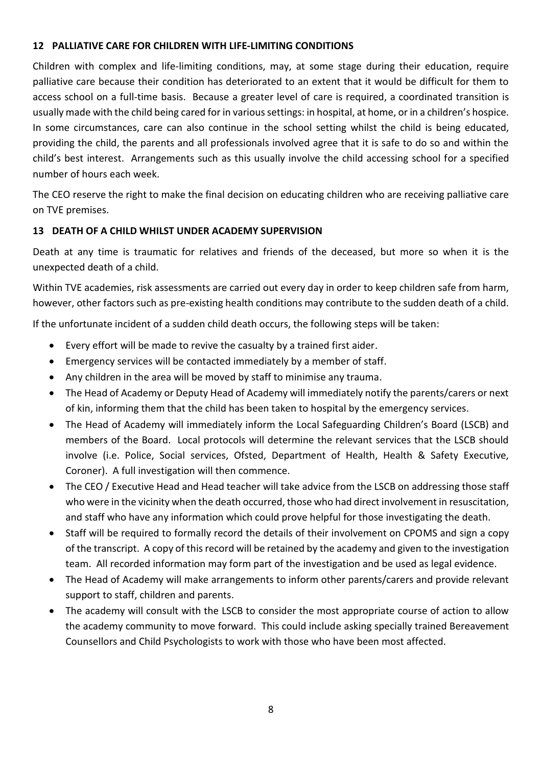## 12 PALLIATIVE CARE FOR CHILDREN WITH LIFE-LIMITING CONDITIONS

Children with complex and life-limiting conditions, may, at some stage during their education, require palliative care because their condition has deteriorated to an extent that it would be difficult for them to access school on a full-time basis. Because a greater level of care is required, a coordinated transition is usually made with the child being cared for in various settings: in hospital, at home, or in a children's hospice. In some circumstances, care can also continue in the school setting whilst the child is being educated, providing the child, the parents and all professionals involved agree that it is safe to do so and within the child's best interest. Arrangements such as this usually involve the child accessing school for a specified number of hours each week.

The CEO reserve the right to make the final decision on educating children who are receiving palliative care on TVE premises.

## 13 DEATH OF A CHILD WHILST UNDER ACADEMY SUPERVISION

Death at any time is traumatic for relatives and friends of the deceased, but more so when it is the unexpected death of a child.

Within TVE academies, risk assessments are carried out every day in order to keep children safe from harm, however, other factors such as pre-existing health conditions may contribute to the sudden death of a child.

If the unfortunate incident of a sudden child death occurs, the following steps will be taken:

- Every effort will be made to revive the casualty by a trained first aider.
- Emergency services will be contacted immediately by a member of staff.
- Any children in the area will be moved by staff to minimise any trauma.
- The Head of Academy or Deputy Head of Academy will immediately notify the parents/carers or next of kin, informing them that the child has been taken to hospital by the emergency services.
- The Head of Academy will immediately inform the Local Safeguarding Children's Board (LSCB) and members of the Board. Local protocols will determine the relevant services that the LSCB should involve (i.e. Police, Social services, Ofsted, Department of Health, Health & Safety Executive, Coroner). A full investigation will then commence.
- The CEO / Executive Head and Head teacher will take advice from the LSCB on addressing those staff who were in the vicinity when the death occurred, those who had direct involvement in resuscitation, and staff who have any information which could prove helpful for those investigating the death.
- Staff will be required to formally record the details of their involvement on CPOMS and sign a copy of the transcript. A copy of this record will be retained by the academy and given to the investigation team. All recorded information may form part of the investigation and be used as legal evidence.
- The Head of Academy will make arrangements to inform other parents/carers and provide relevant support to staff, children and parents.
- The academy will consult with the LSCB to consider the most appropriate course of action to allow the academy community to move forward. This could include asking specially trained Bereavement Counsellors and Child Psychologists to work with those who have been most affected.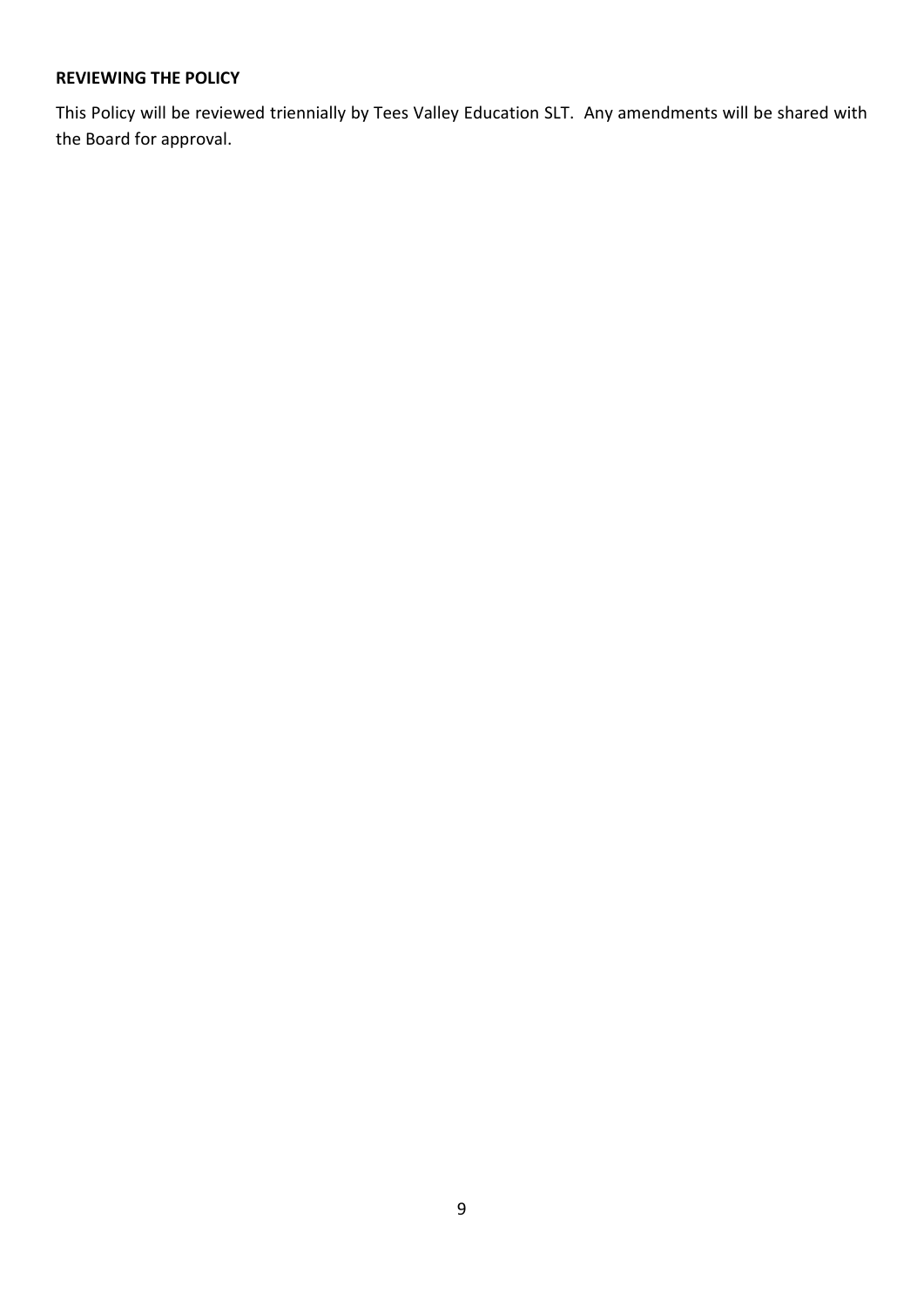**REVIEWING THE POLICY**

This Policy will be reviewed triennially by Tees Valley Education SLT. Any amendments will be shared with the Board for approval.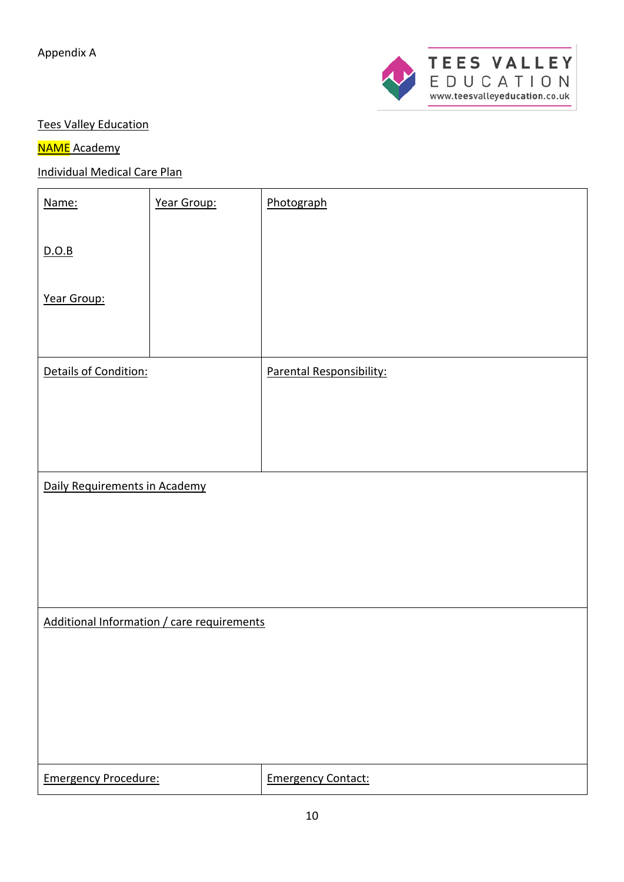Appendix A

Tees Valley Education

NAME Academy

Individual Medical Care Plan

| Name:<br><br>D.O.B<br><br>Year Group: | Year Group: | Photograph |
|---|---|---|
| Details of Condition: | | Parental Responsibility: |
| Daily Requirements in Academy | | |
| Additional Information / care requirements | | |
| Emergency Procedure: | | Emergency Contact: |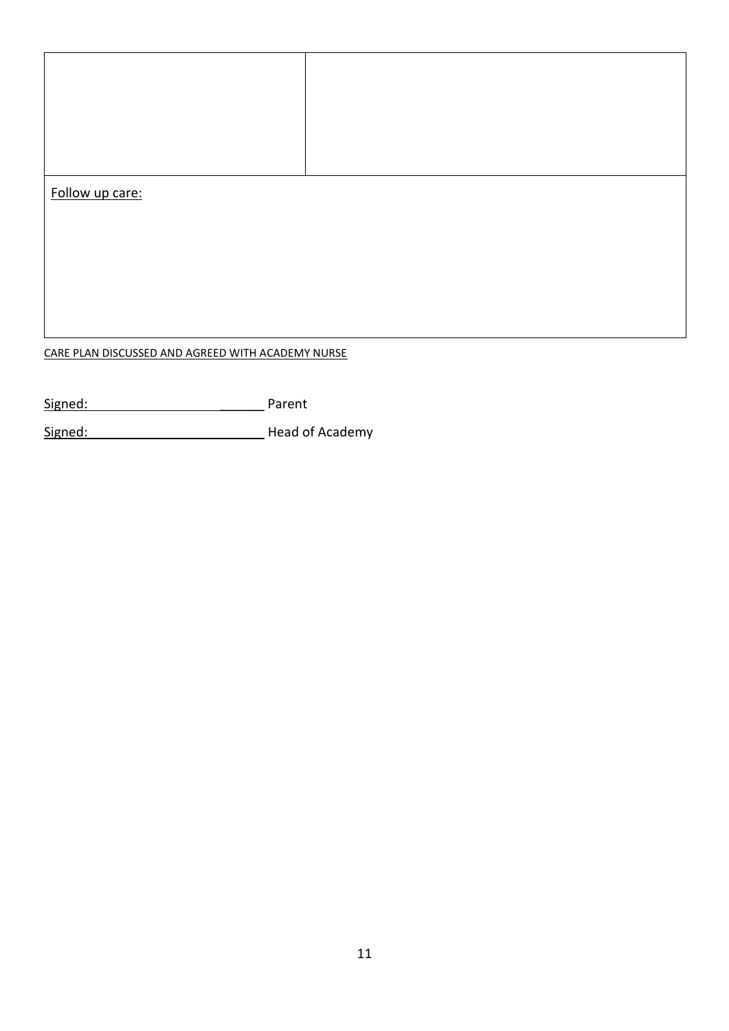| | |
|---|---|
| | |

Follow up care:

CARE PLAN DISCUSSED AND AGREED WITH ACADEMY NURSE

Signed: ______________________ Parent

Signed: ______________________ Head of Academy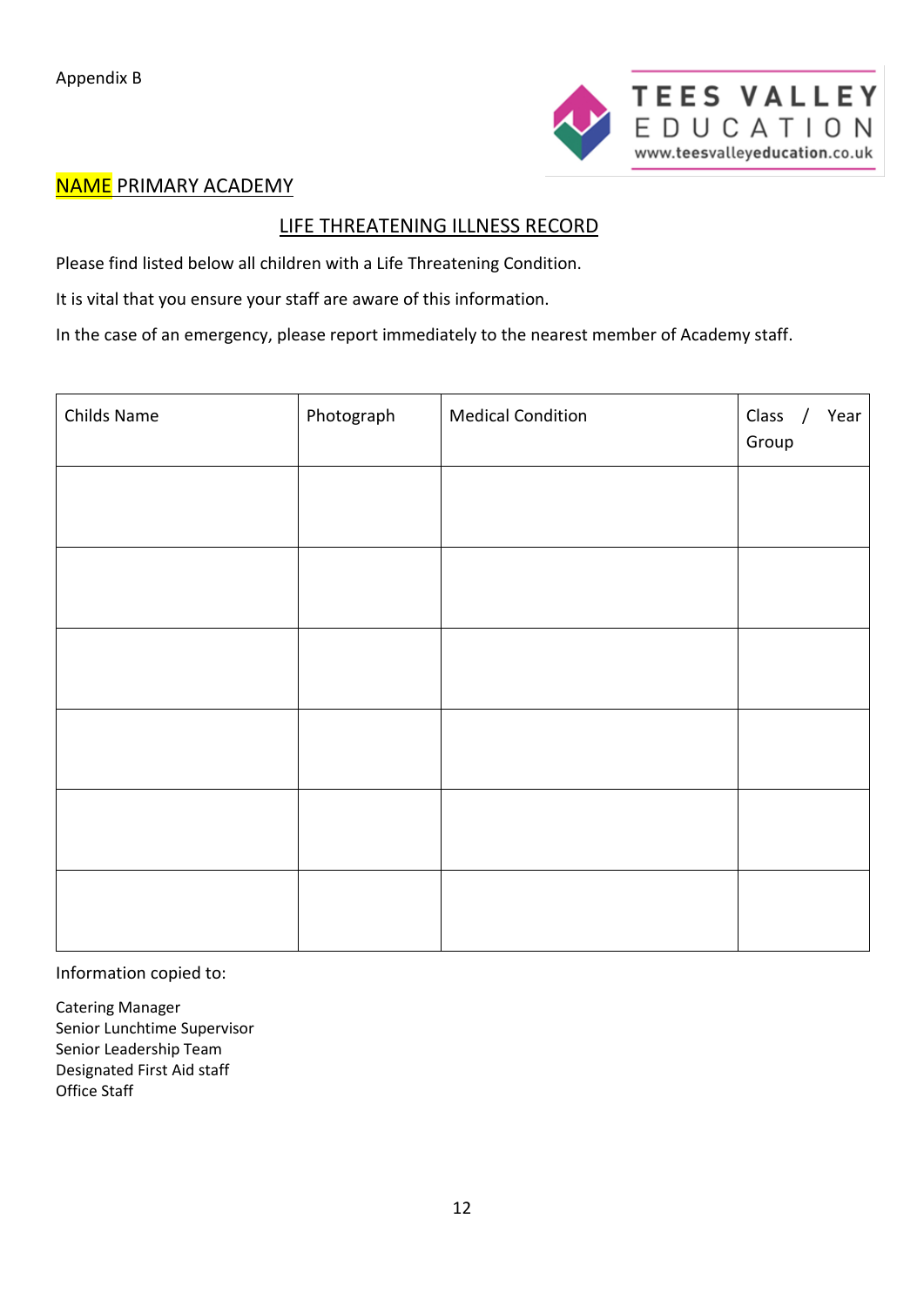Appendix B

TEES VALLEY EDUCATION
www.teesvalleyeducation.co.uk

NAME PRIMARY ACADEMY

## LIFE THREATENING ILLNESS RECORD

Please find listed below all children with a Life Threatening Condition.

It is vital that you ensure your staff are aware of this information.

In the case of an emergency, please report immediately to the nearest member of Academy staff.

| Childs Name | Photograph | Medical Condition | Class / Year Group |
|---|---|---|---|
| | | | |
| | | | |
| | | | |
| | | | |
| | | | |
| | | | |

Information copied to:

Catering Manager
Senior Lunchtime Supervisor
Senior Leadership Team
Designated First Aid staff
Office Staff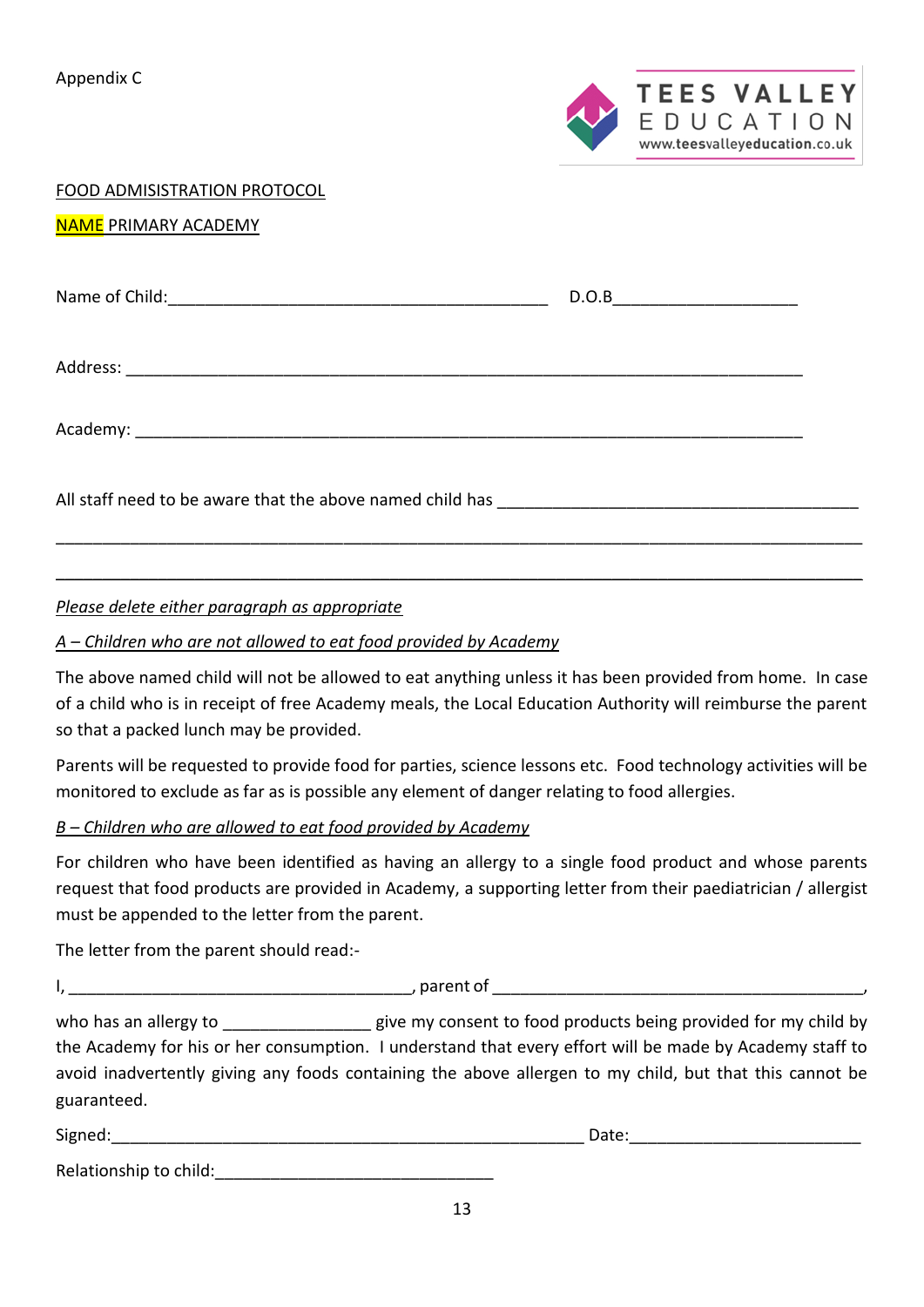Appendix C

TEES VALLEY EDUCATION
www.teesvalleyeducation.co.uk

FOOD ADMISISTRATION PROTOCOL

NAME PRIMARY ACADEMY

Name of Child:_________________________________________ D.O.B___________________

Address: _________________________________________________________________________

Academy: ________________________________________________________________________

All staff need to be aware that the above named child has _______________________________________

_____________________________________________________________________________________

_____________________________________________________________________________________

*Please delete either paragraph as appropriate*

*A – Children who are not allowed to eat food provided by Academy*

The above named child will not be allowed to eat anything unless it has been provided from home. In case of a child who is in receipt of free Academy meals, the Local Education Authority will reimburse the parent so that a packed lunch may be provided.

Parents will be requested to provide food for parties, science lessons etc. Food technology activities will be monitored to exclude as far as is possible any element of danger relating to food allergies.

*B – Children who are allowed to eat food provided by Academy*

For children who have been identified as having an allergy to a single food product and whose parents request that food products are provided in Academy, a supporting letter from their paediatrician / allergist must be appended to the letter from the parent.

The letter from the parent should read:-

I, ____________________________________, parent of _________________________________________,

who has an allergy to ________________ give my consent to food products being provided for my child by the Academy for his or her consumption. I understand that every effort will be made by Academy staff to avoid inadvertently giving any foods containing the above allergen to my child, but that this cannot be guaranteed.

Signed:_____________________________________________________ Date:_________________________

Relationship to child:_____________________________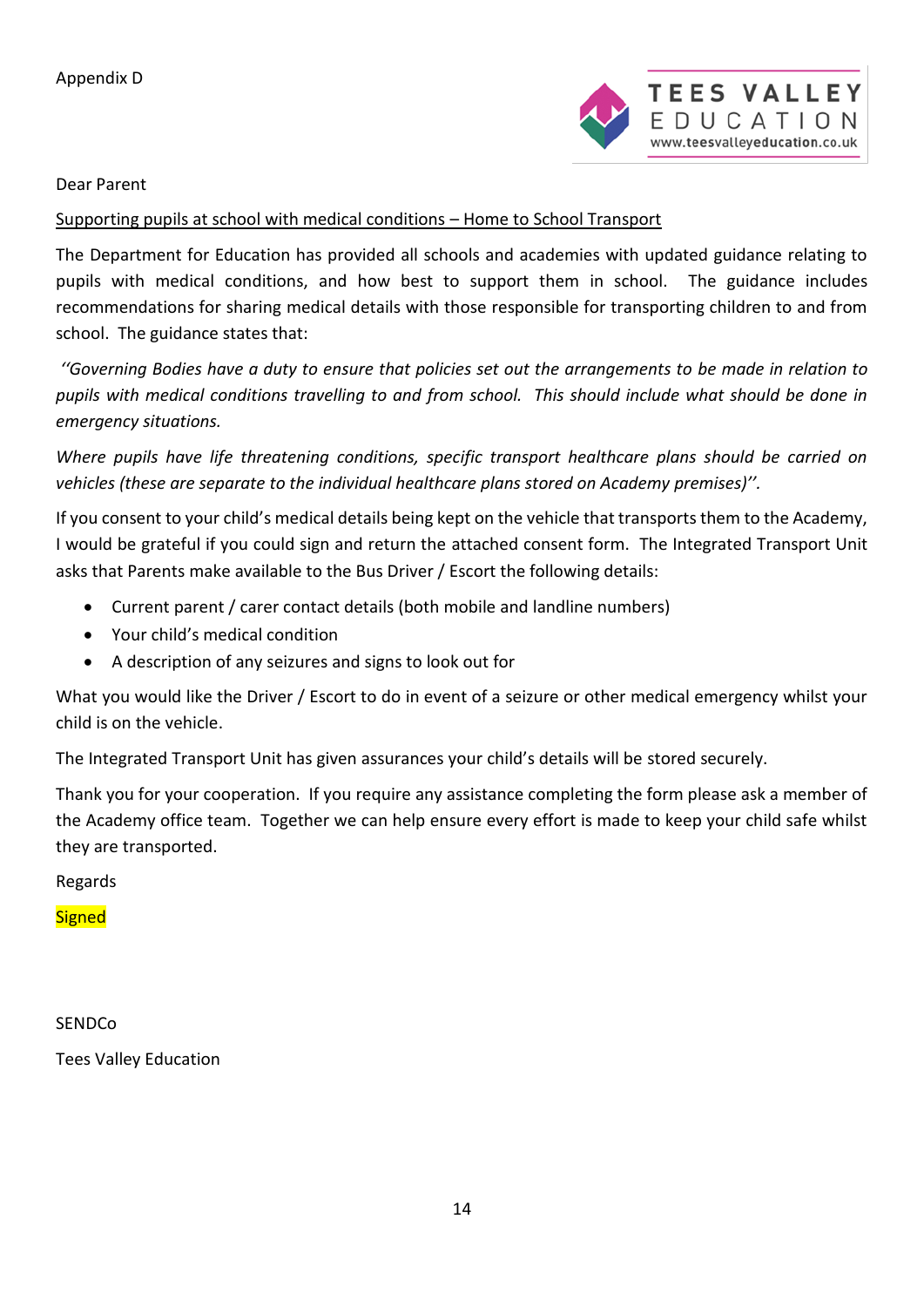Appendix D

TEES VALLEY EDUCATION
www.teesvalleyeducation.co.uk

Dear Parent

Supporting pupils at school with medical conditions – Home to School Transport

The Department for Education has provided all schools and academies with updated guidance relating to pupils with medical conditions, and how best to support them in school. The guidance includes recommendations for sharing medical details with those responsible for transporting children to and from school. The guidance states that:

*''Governing Bodies have a duty to ensure that policies set out the arrangements to be made in relation to pupils with medical conditions travelling to and from school. This should include what should be done in emergency situations.*

*Where pupils have life threatening conditions, specific transport healthcare plans should be carried on vehicles (these are separate to the individual healthcare plans stored on Academy premises)''.*

If you consent to your child's medical details being kept on the vehicle that transports them to the Academy, I would be grateful if you could sign and return the attached consent form. The Integrated Transport Unit asks that Parents make available to the Bus Driver / Escort the following details:

- Current parent / carer contact details (both mobile and landline numbers)
- Your child's medical condition
- A description of any seizures and signs to look out for

What you would like the Driver / Escort to do in event of a seizure or other medical emergency whilst your child is on the vehicle.

The Integrated Transport Unit has given assurances your child's details will be stored securely.

Thank you for your cooperation. If you require any assistance completing the form please ask a member of the Academy office team. Together we can help ensure every effort is made to keep your child safe whilst they are transported.

Regards

Signed

SENDCo

Tees Valley Education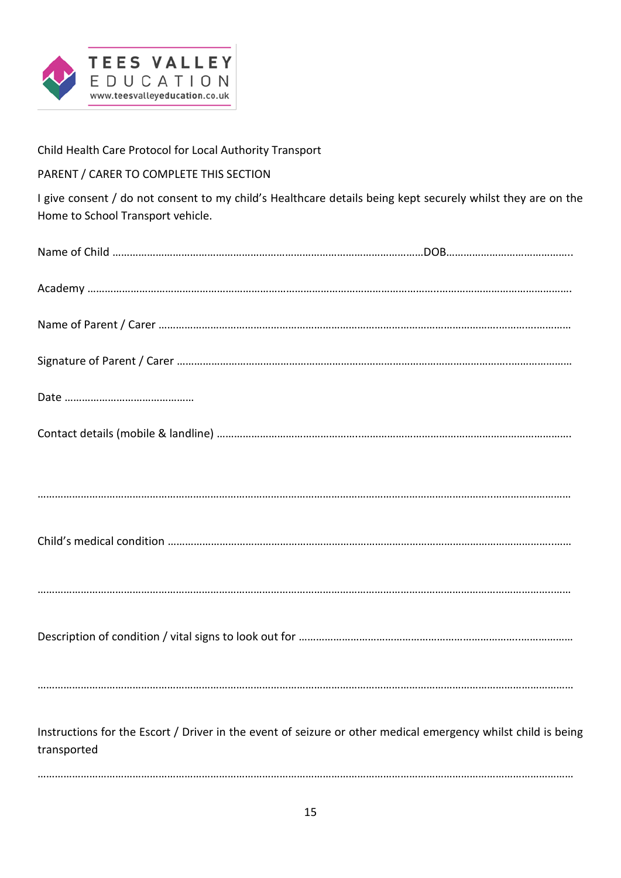TEES VALLEY EDUCATION
www.teesvalleyeducation.co.uk

Child Health Care Protocol for Local Authority Transport

PARENT / CARER TO COMPLETE THIS SECTION

I give consent / do not consent to my child's Healthcare details being kept securely whilst they are on the Home to School Transport vehicle.

Name of Child ………………………………………………………………………………………………DOB……………………………………..

Academy ……………………………………………………………………………………………………………………………………………………….

Name of Parent / Carer ………………………………………………………………………………………………………………………………

Signature of Parent / Carer ………………………………………………………………………………………………………………………

Date ………………………………………

Contact details (mobile & landline) ………………………………………………………………………………………………………………

………………………………………………………………………………………………………………………………………………………………………

Child's medical condition ……………………………………………………………………………………………………………………………

………………………………………………………………………………………………………………………………………………………………………

Description of condition / vital signs to look out for …………………………………………………………………………………

………………………………………………………………………………………………………………………………………………………………………

Instructions for the Escort / Driver in the event of seizure or other medical emergency whilst child is being transported

………………………………………………………………………………………………………………………………………………………………………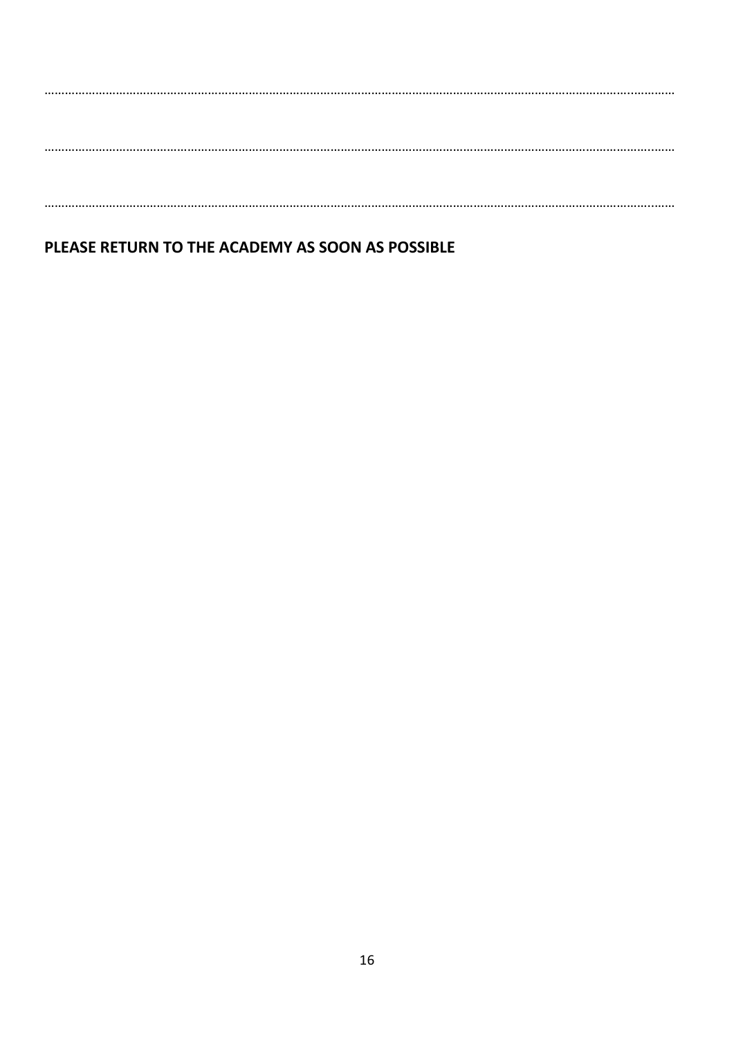…………………………………………………………………………………………………………………………………………………………………

…………………………………………………………………………………………………………………………………………………………………

…………………………………………………………………………………………………………………………………………………………………

**PLEASE RETURN TO THE ACADEMY AS SOON AS POSSIBLE**